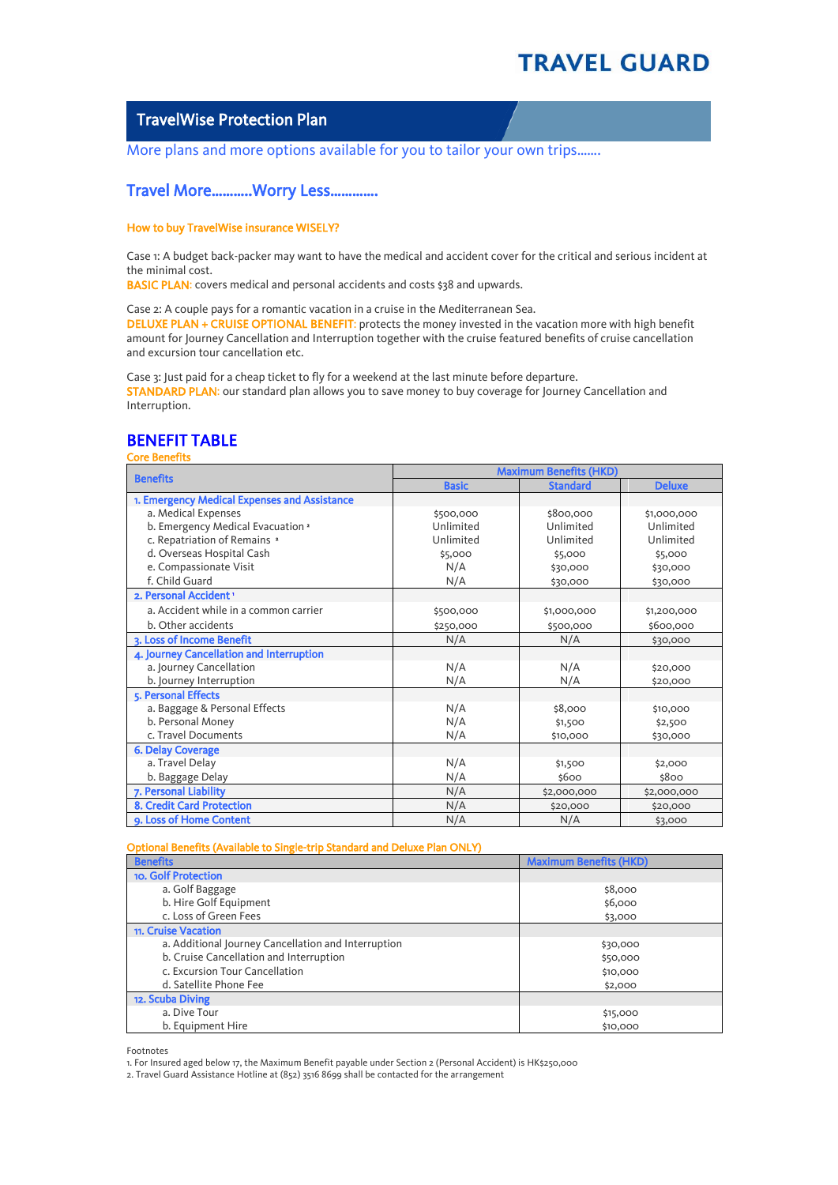# TRAVEL GUARD

## TravelWise Protection Plan

More plans and more options available for you to tailor your own trips…….

## Travel More………..Worry Less…………..

### How to buy TravelWise insurance WISELY?

Case 1: A budget back-packer may want to have the medical and accident cover for the critical and serious incident at the minimal cost.
BASIC PLAN: covers medical and personal accidents and costs $38 and upwards.

Case 2: A couple pays for a romantic vacation in a cruise in the Mediterranean Sea.
DELUXE PLAN + CRUISE OPTIONAL BENEFIT: protects the money invested in the vacation more with high benefit amount for Journey Cancellation and Interruption together with the cruise featured benefits of cruise cancellation and excursion tour cancellation etc.

Case 3: Just paid for a cheap ticket to fly for a weekend at the last minute before departure.
STANDARD PLAN: our standard plan allows you to save money to buy coverage for Journey Cancellation and Interruption.

## BENEFIT TABLE

Core Benefits

| Benefits | Maximum Benefits (HKD) | | |
|---|---|---|---|
| | Basic | Standard | Deluxe |
| **1. Emergency Medical Expenses and Assistance** | | | |
| a. Medical Expenses | $500,000 | $800,000 | $1,000,000 |
| b. Emergency Medical Evacuation [2] | Unlimited | Unlimited | Unlimited |
| c. Repatriation of Remains [2] | Unlimited | Unlimited | Unlimited |
| d. Overseas Hospital Cash | $5,000 | $5,000 | $5,000 |
| e. Compassionate Visit | N/A | $30,000 | $30,000 |
| f. Child Guard | N/A | $30,000 | $30,000 |
| **2. Personal Accident [1]** | | | |
| a. Accident while in a common carrier | $500,000 | $1,000,000 | $1,200,000 |
| b. Other accidents | $250,000 | $500,000 | $600,000 |
| **3. Loss of Income Benefit** | N/A | N/A | $30,000 |
| **4. Journey Cancellation and Interruption** | | | |
| a. Journey Cancellation | N/A | N/A | $20,000 |
| b. Journey Interruption | N/A | N/A | $20,000 |
| **5. Personal Effects** | | | |
| a. Baggage & Personal Effects | N/A | $8,000 | $10,000 |
| b. Personal Money | N/A | $1,500 | $2,500 |
| c. Travel Documents | N/A | $10,000 | $30,000 |
| **6. Delay Coverage** | | | |
| a. Travel Delay | N/A | $1,500 | $2,000 |
| b. Baggage Delay | N/A | $600 | $800 |
| **7. Personal Liability** | N/A | $2,000,000 | $2,000,000 |
| **8. Credit Card Protection** | N/A | $20,000 | $20,000 |
| **9. Loss of Home Content** | N/A | N/A | $3,000 |

Optional Benefits (Available to Single-trip Standard and Deluxe Plan ONLY)

| Benefits | Maximum Benefits (HKD) |
|---|---|
| **10. Golf Protection** | |
| a. Golf Baggage | $8,000 |
| b. Hire Golf Equipment | $6,000 |
| c. Loss of Green Fees | $3,000 |
| **11. Cruise Vacation** | |
| a. Additional Journey Cancellation and Interruption | $30,000 |
| b. Cruise Cancellation and Interruption | $50,000 |
| c. Excursion Tour Cancellation | $10,000 |
| d. Satellite Phone Fee | $2,000 |
| **12. Scuba Diving** | |
| a. Dive Tour | $15,000 |
| b. Equipment Hire | $10,000 |

Footnotes

1. For Insured aged below 17, the Maximum Benefit payable under Section 2 (Personal Accident) is HK$250,000
2. Travel Guard Assistance Hotline at (852) 3516 8699 shall be contacted for the arrangement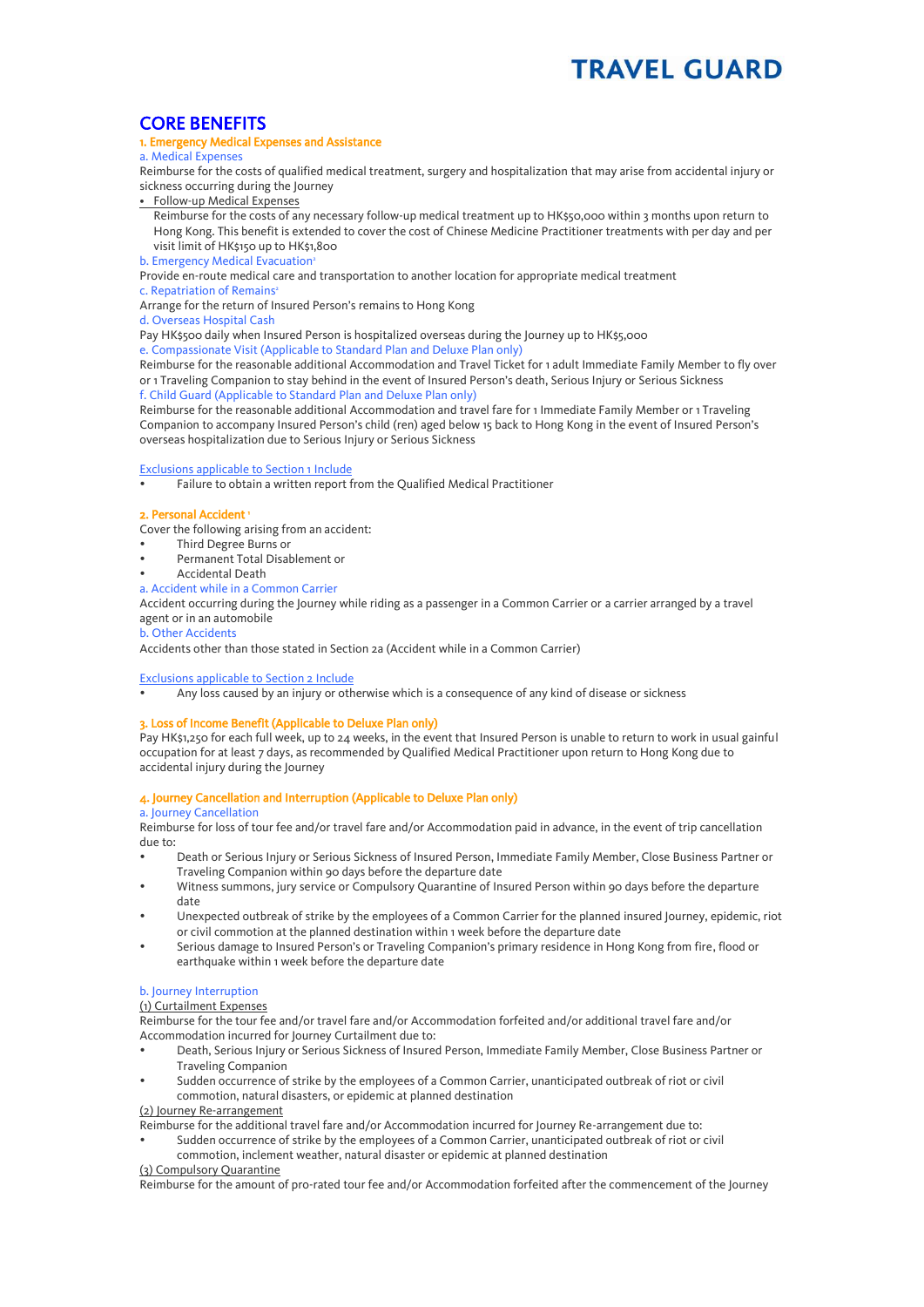# CORE BENEFITS

## 1. Emergency Medical Expenses and Assistance

### a. Medical Expenses

Reimburse for the costs of qualified medical treatment, surgery and hospitalization that may arise from accidental injury or sickness occurring during the Journey

- Follow-up Medical Expenses

  Reimburse for the costs of any necessary follow-up medical treatment up to HK$50,000 within 3 months upon return to Hong Kong. This benefit is extended to cover the cost of Chinese Medicine Practitioner treatments with per day and per visit limit of HK$150 up to HK$1,800

### b. Emergency Medical Evacuation[1]

Provide en-route medical care and transportation to another location for appropriate medical treatment

### c. Repatriation of Remains[1]

Arrange for the return of Insured Person's remains to Hong Kong

### d. Overseas Hospital Cash

Pay HK$500 daily when Insured Person is hospitalized overseas during the Journey up to HK$5,000

### e. Compassionate Visit (Applicable to Standard Plan and Deluxe Plan only)

Reimburse for the reasonable additional Accommodation and Travel Ticket for 1 adult Immediate Family Member to fly over or 1 Traveling Companion to stay behind in the event of Insured Person's death, Serious Injury or Serious Sickness

### f. Child Guard (Applicable to Standard Plan and Deluxe Plan only)

Reimburse for the reasonable additional Accommodation and travel fare for 1 Immediate Family Member or 1 Traveling Companion to accompany Insured Person's child (ren) aged below 15 back to Hong Kong in the event of Insured Person's overseas hospitalization due to Serious Injury or Serious Sickness

Exclusions applicable to Section 1 Include

- Failure to obtain a written report from the Qualified Medical Practitioner

## 2. Personal Accident[1]

Cover the following arising from an accident:

- Third Degree Burns or
- Permanent Total Disablement or
- Accidental Death

### a. Accident while in a Common Carrier

Accident occurring during the Journey while riding as a passenger in a Common Carrier or a carrier arranged by a travel agent or in an automobile

### b. Other Accidents

Accidents other than those stated in Section 2a (Accident while in a Common Carrier)

Exclusions applicable to Section 2 Include

- Any loss caused by an injury or otherwise which is a consequence of any kind of disease or sickness

## 3. Loss of Income Benefit (Applicable to Deluxe Plan only)

Pay HK$1,250 for each full week, up to 24 weeks, in the event that Insured Person is unable to return to work in usual gainful occupation for at least 7 days, as recommended by Qualified Medical Practitioner upon return to Hong Kong due to accidental injury during the Journey

## 4. Journey Cancellation and Interruption (Applicable to Deluxe Plan only)

### a. Journey Cancellation

Reimburse for loss of tour fee and/or travel fare and/or Accommodation paid in advance, in the event of trip cancellation due to:

- Death or Serious Injury or Serious Sickness of Insured Person, Immediate Family Member, Close Business Partner or Traveling Companion within 90 days before the departure date
- Witness summons, jury service or Compulsory Quarantine of Insured Person within 90 days before the departure date
- Unexpected outbreak of strike by the employees of a Common Carrier for the planned insured Journey, epidemic, riot or civil commotion at the planned destination within 1 week before the departure date
- Serious damage to Insured Person's or Traveling Companion's primary residence in Hong Kong from fire, flood or earthquake within 1 week before the departure date

### b. Journey Interruption

(1) Curtailment Expenses

Reimburse for the tour fee and/or travel fare and/or Accommodation forfeited and/or additional travel fare and/or Accommodation incurred for Journey Curtailment due to:

- Death, Serious Injury or Serious Sickness of Insured Person, Immediate Family Member, Close Business Partner or Traveling Companion
- Sudden occurrence of strike by the employees of a Common Carrier, unanticipated outbreak of riot or civil commotion, natural disasters, or epidemic at planned destination

(2) Journey Re-arrangement

Reimburse for the additional travel fare and/or Accommodation incurred for Journey Re-arrangement due to:

- Sudden occurrence of strike by the employees of a Common Carrier, unanticipated outbreak of riot or civil commotion, inclement weather, natural disaster or epidemic at planned destination

(3) Compulsory Quarantine

Reimburse for the amount of pro-rated tour fee and/or Accommodation forfeited after the commencement of the Journey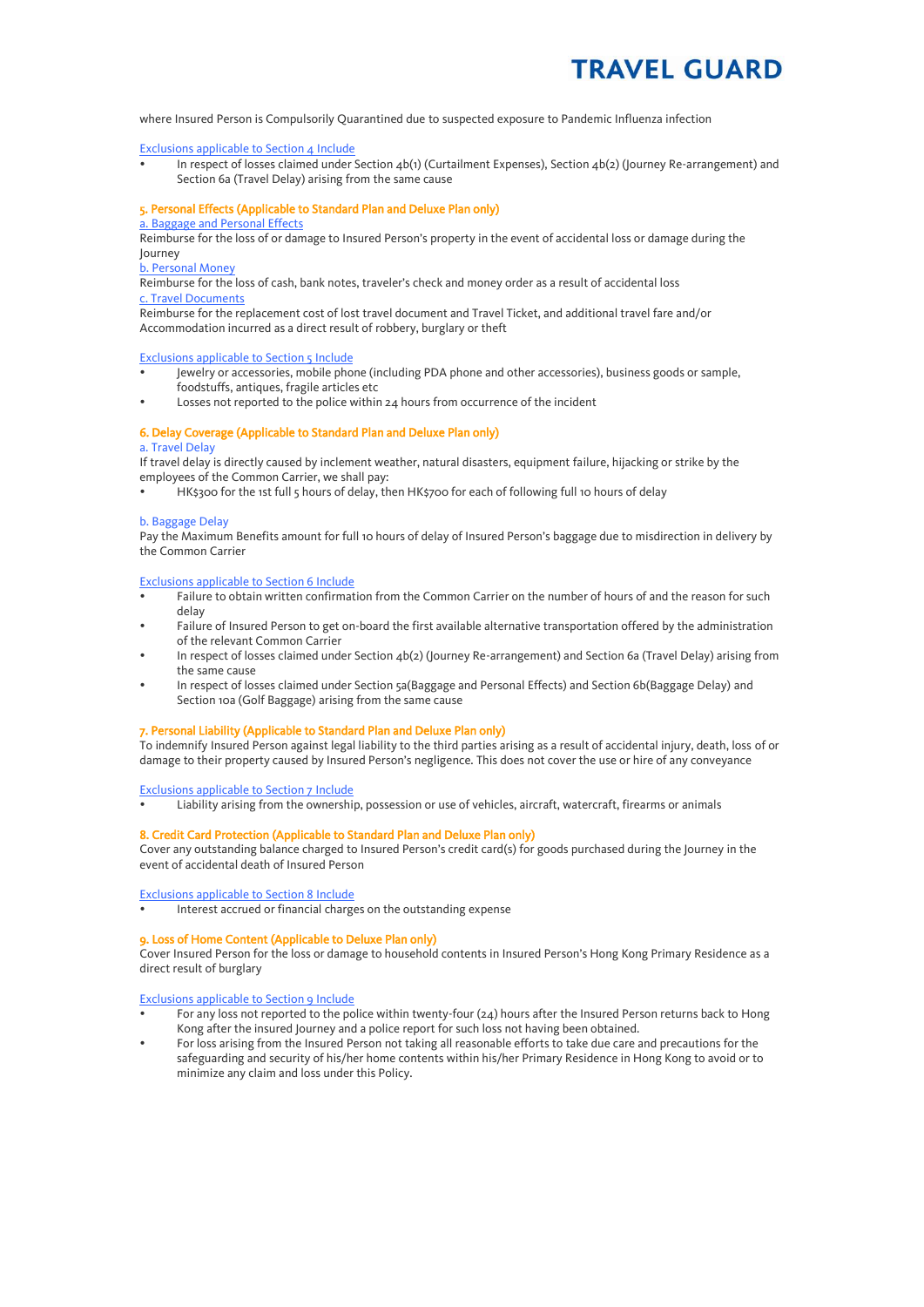where Insured Person is Compulsorily Quarantined due to suspected exposure to Pandemic Influenza infection

Exclusions applicable to Section 4 Include

- In respect of losses claimed under Section 4b(1) (Curtailment Expenses), Section 4b(2) (Journey Re-arrangement) and Section 6a (Travel Delay) arising from the same cause

## 5. Personal Effects (Applicable to Standard Plan and Deluxe Plan only)

a. Baggage and Personal Effects

Reimburse for the loss of or damage to Insured Person's property in the event of accidental loss or damage during the Journey

b. Personal Money

Reimburse for the loss of cash, bank notes, traveler's check and money order as a result of accidental loss

c. Travel Documents

Reimburse for the replacement cost of lost travel document and Travel Ticket, and additional travel fare and/or Accommodation incurred as a direct result of robbery, burglary or theft

Exclusions applicable to Section 5 Include

- Jewelry or accessories, mobile phone (including PDA phone and other accessories), business goods or sample, foodstuffs, antiques, fragile articles etc
- Losses not reported to the police within 24 hours from occurrence of the incident

## 6. Delay Coverage (Applicable to Standard Plan and Deluxe Plan only)

a. Travel Delay

If travel delay is directly caused by inclement weather, natural disasters, equipment failure, hijacking or strike by the employees of the Common Carrier, we shall pay:

- HK$300 for the 1st full 5 hours of delay, then HK$700 for each of following full 10 hours of delay

b. Baggage Delay

Pay the Maximum Benefits amount for full 10 hours of delay of Insured Person's baggage due to misdirection in delivery by the Common Carrier

Exclusions applicable to Section 6 Include

- Failure to obtain written confirmation from the Common Carrier on the number of hours of and the reason for such delay
- Failure of Insured Person to get on-board the first available alternative transportation offered by the administration of the relevant Common Carrier
- In respect of losses claimed under Section 4b(2) (Journey Re-arrangement) and Section 6a (Travel Delay) arising from the same cause
- In respect of losses claimed under Section 5a(Baggage and Personal Effects) and Section 6b(Baggage Delay) and Section 10a (Golf Baggage) arising from the same cause

## 7. Personal Liability (Applicable to Standard Plan and Deluxe Plan only)

To indemnify Insured Person against legal liability to the third parties arising as a result of accidental injury, death, loss of or damage to their property caused by Insured Person's negligence. This does not cover the use or hire of any conveyance

Exclusions applicable to Section 7 Include

- Liability arising from the ownership, possession or use of vehicles, aircraft, watercraft, firearms or animals

## 8. Credit Card Protection (Applicable to Standard Plan and Deluxe Plan only)

Cover any outstanding balance charged to Insured Person's credit card(s) for goods purchased during the Journey in the event of accidental death of Insured Person

Exclusions applicable to Section 8 Include

- Interest accrued or financial charges on the outstanding expense

## 9. Loss of Home Content (Applicable to Deluxe Plan only)

Cover Insured Person for the loss or damage to household contents in Insured Person's Hong Kong Primary Residence as a direct result of burglary

Exclusions applicable to Section 9 Include

- For any loss not reported to the police within twenty-four (24) hours after the Insured Person returns back to Hong Kong after the insured Journey and a police report for such loss not having been obtained.
- For loss arising from the Insured Person not taking all reasonable efforts to take due care and precautions for the safeguarding and security of his/her home contents within his/her Primary Residence in Hong Kong to avoid or to minimize any claim and loss under this Policy.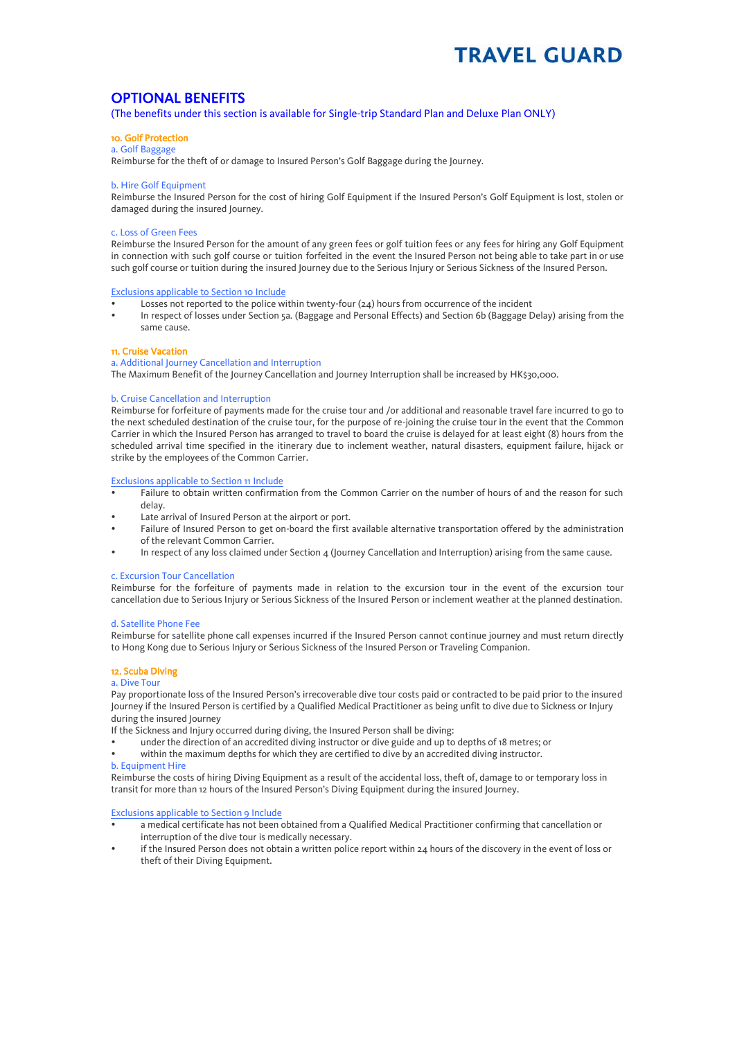## OPTIONAL BENEFITS

(The benefits under this section is available for Single-trip Standard Plan and Deluxe Plan ONLY)

### 10. Golf Protection

a. Golf Baggage

Reimburse for the theft of or damage to Insured Person's Golf Baggage during the Journey.

b. Hire Golf Equipment

Reimburse the Insured Person for the cost of hiring Golf Equipment if the Insured Person's Golf Equipment is lost, stolen or damaged during the insured Journey.

c. Loss of Green Fees

Reimburse the Insured Person for the amount of any green fees or golf tuition fees or any fees for hiring any Golf Equipment in connection with such golf course or tuition forfeited in the event the Insured Person not being able to take part in or use such golf course or tuition during the insured Journey due to the Serious Injury or Serious Sickness of the Insured Person.

Exclusions applicable to Section 10 Include

- Losses not reported to the police within twenty-four (24) hours from occurrence of the incident
- In respect of losses under Section 5a. (Baggage and Personal Effects) and Section 6b (Baggage Delay) arising from the same cause.

### 11. Cruise Vacation

a. Additional Journey Cancellation and Interruption

The Maximum Benefit of the Journey Cancellation and Journey Interruption shall be increased by HK$30,000.

b. Cruise Cancellation and Interruption

Reimburse for forfeiture of payments made for the cruise tour and /or additional and reasonable travel fare incurred to go to the next scheduled destination of the cruise tour, for the purpose of re-joining the cruise tour in the event that the Common Carrier in which the Insured Person has arranged to travel to board the cruise is delayed for at least eight (8) hours from the scheduled arrival time specified in the itinerary due to inclement weather, natural disasters, equipment failure, hijack or strike by the employees of the Common Carrier.

Exclusions applicable to Section 11 Include

- Failure to obtain written confirmation from the Common Carrier on the number of hours of and the reason for such delay.
- Late arrival of Insured Person at the airport or port.
- Failure of Insured Person to get on-board the first available alternative transportation offered by the administration of the relevant Common Carrier.
- In respect of any loss claimed under Section 4 (Journey Cancellation and Interruption) arising from the same cause.

c. Excursion Tour Cancellation

Reimburse for the forfeiture of payments made in relation to the excursion tour in the event of the excursion tour cancellation due to Serious Injury or Serious Sickness of the Insured Person or inclement weather at the planned destination.

d. Satellite Phone Fee

Reimburse for satellite phone call expenses incurred if the Insured Person cannot continue journey and must return directly to Hong Kong due to Serious Injury or Serious Sickness of the Insured Person or Traveling Companion.

### 12. Scuba Diving

a. Dive Tour

Pay proportionate loss of the Insured Person's irrecoverable dive tour costs paid or contracted to be paid prior to the insured Journey if the Insured Person is certified by a Qualified Medical Practitioner as being unfit to dive due to Sickness or Injury during the insured Journey

If the Sickness and Injury occurred during diving, the Insured Person shall be diving:

- under the direction of an accredited diving instructor or dive guide and up to depths of 18 metres; or
- within the maximum depths for which they are certified to dive by an accredited diving instructor.

b. Equipment Hire

Reimburse the costs of hiring Diving Equipment as a result of the accidental loss, theft of, damage to or temporary loss in transit for more than 12 hours of the Insured Person's Diving Equipment during the insured Journey.

Exclusions applicable to Section 9 Include

- a medical certificate has not been obtained from a Qualified Medical Practitioner confirming that cancellation or interruption of the dive tour is medically necessary.
- if the Insured Person does not obtain a written police report within 24 hours of the discovery in the event of loss or theft of their Diving Equipment.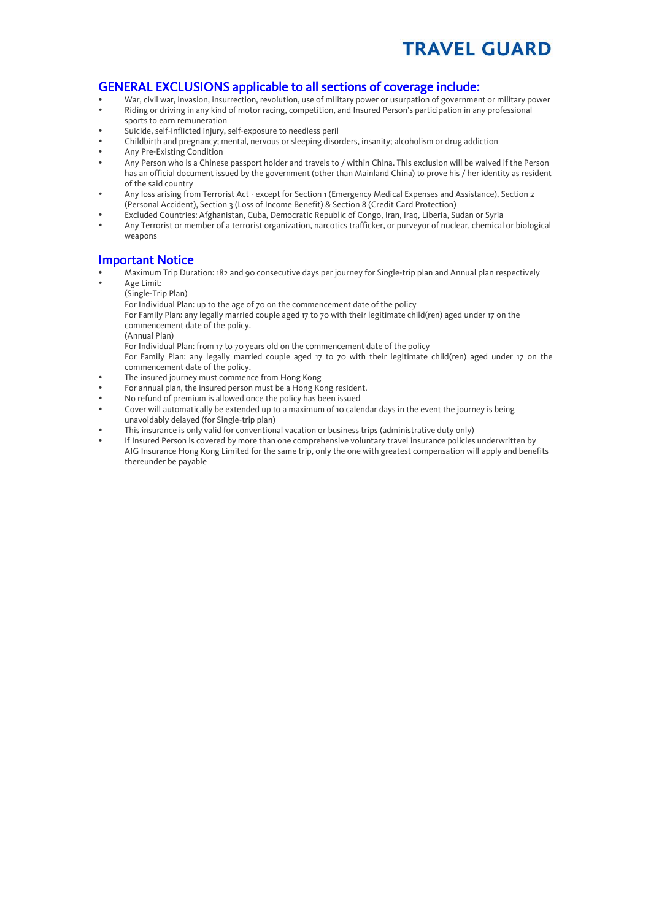## GENERAL EXCLUSIONS applicable to all sections of coverage include:

- War, civil war, invasion, insurrection, revolution, use of military power or usurpation of government or military power
- Riding or driving in any kind of motor racing, competition, and Insured Person's participation in any professional sports to earn remuneration
- Suicide, self-inflicted injury, self-exposure to needless peril
- Childbirth and pregnancy; mental, nervous or sleeping disorders, insanity; alcoholism or drug addiction
- Any Pre-Existing Condition
- Any Person who is a Chinese passport holder and travels to / within China. This exclusion will be waived if the Person has an official document issued by the government (other than Mainland China) to prove his / her identity as resident of the said country
- Any loss arising from Terrorist Act - except for Section 1 (Emergency Medical Expenses and Assistance), Section 2 (Personal Accident), Section 3 (Loss of Income Benefit) & Section 8 (Credit Card Protection)
- Excluded Countries: Afghanistan, Cuba, Democratic Republic of Congo, Iran, Iraq, Liberia, Sudan or Syria
- Any Terrorist or member of a terrorist organization, narcotics trafficker, or purveyor of nuclear, chemical or biological weapons

## Important Notice

- Maximum Trip Duration: 182 and 90 consecutive days per journey for Single-trip plan and Annual plan respectively
- Age Limit:
  (Single-Trip Plan)
  For Individual Plan: up to the age of 70 on the commencement date of the policy
  For Family Plan: any legally married couple aged 17 to 70 with their legitimate child(ren) aged under 17 on the commencement date of the policy.
  (Annual Plan)
  For Individual Plan: from 17 to 70 years old on the commencement date of the policy
  For Family Plan: any legally married couple aged 17 to 70 with their legitimate child(ren) aged under 17 on the commencement date of the policy.
- The insured journey must commence from Hong Kong
- For annual plan, the insured person must be a Hong Kong resident.
- No refund of premium is allowed once the policy has been issued
- Cover will automatically be extended up to a maximum of 10 calendar days in the event the journey is being unavoidably delayed (for Single-trip plan)
- This insurance is only valid for conventional vacation or business trips (administrative duty only)
- If Insured Person is covered by more than one comprehensive voluntary travel insurance policies underwritten by AIG Insurance Hong Kong Limited for the same trip, only the one with greatest compensation will apply and benefits thereunder be payable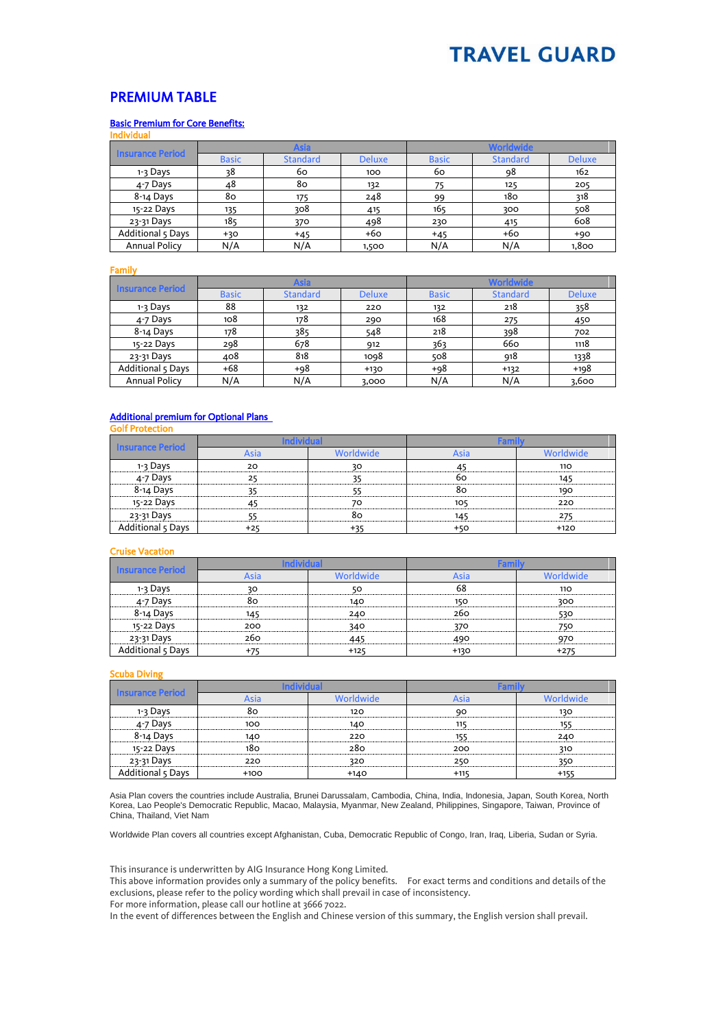# TRAVEL GUARD

## PREMIUM TABLE

### Basic Premium for Core Benefits:

#### Individual

| Insurance Period | Asia | | | Worldwide | | |
|---|---|---|---|---|---|---|
| | Basic | Standard | Deluxe | Basic | Standard | Deluxe |
| 1-3 Days | 38 | 60 | 100 | 60 | 98 | 162 |
| 4-7 Days | 48 | 80 | 132 | 75 | 125 | 205 |
| 8-14 Days | 80 | 175 | 248 | 99 | 180 | 318 |
| 15-22 Days | 135 | 308 | 415 | 165 | 300 | 508 |
| 23-31 Days | 185 | 370 | 498 | 230 | 415 | 608 |
| Additional 5 Days | +30 | +45 | +60 | +45 | +60 | +90 |
| Annual Policy | N/A | N/A | 1,500 | N/A | N/A | 1,800 |

#### Family

| Insurance Period | Asia | | | Worldwide | | |
|---|---|---|---|---|---|---|
| | Basic | Standard | Deluxe | Basic | Standard | Deluxe |
| 1-3 Days | 88 | 132 | 220 | 132 | 218 | 358 |
| 4-7 Days | 108 | 178 | 290 | 168 | 275 | 450 |
| 8-14 Days | 178 | 385 | 548 | 218 | 398 | 702 |
| 15-22 Days | 298 | 678 | 912 | 363 | 660 | 1118 |
| 23-31 Days | 408 | 818 | 1098 | 508 | 918 | 1338 |
| Additional 5 Days | +68 | +98 | +130 | +98 | +132 | +198 |
| Annual Policy | N/A | N/A | 3,000 | N/A | N/A | 3,600 |

### Additional premium for Optional Plans

#### Golf Protection

| Insurance Period | Individual | | Family | |
|---|---|---|---|---|
| | Asia | Worldwide | Asia | Worldwide |
| 1-3 Days | 20 | 30 | 45 | 110 |
| 4-7 Days | 25 | 35 | 60 | 145 |
| 8-14 Days | 35 | 55 | 80 | 190 |
| 15-22 Days | 45 | 70 | 105 | 220 |
| 23-31 Days | 55 | 80 | 145 | 275 |
| Additional 5 Days | +25 | +35 | +50 | +120 |

#### Cruise Vacation

| Insurance Period | Individual | | Family | |
|---|---|---|---|---|
| | Asia | Worldwide | Asia | Worldwide |
| 1-3 Days | 30 | 50 | 68 | 110 |
| 4-7 Days | 80 | 140 | 150 | 300 |
| 8-14 Days | 145 | 240 | 260 | 530 |
| 15-22 Days | 200 | 340 | 370 | 750 |
| 23-31 Days | 260 | 445 | 490 | 970 |
| Additional 5 Days | +75 | +125 | +130 | +275 |

#### Scuba Diving

| Insurance Period | Individual | | Family | |
|---|---|---|---|---|
| | Asia | Worldwide | Asia | Worldwide |
| 1-3 Days | 80 | 120 | 90 | 130 |
| 4-7 Days | 100 | 140 | 115 | 155 |
| 8-14 Days | 140 | 220 | 155 | 240 |
| 15-22 Days | 180 | 280 | 200 | 310 |
| 23-31 Days | 220 | 320 | 250 | 350 |
| Additional 5 Days | +100 | +140 | +115 | +155 |

Asia Plan covers the countries include Australia, Brunei Darussalam, Cambodia, China, India, Indonesia, Japan, South Korea, North Korea, Lao People's Democratic Republic, Macao, Malaysia, Myanmar, New Zealand, Philippines, Singapore, Taiwan, Province of China, Thailand, Viet Nam

Worldwide Plan covers all countries except Afghanistan, Cuba, Democratic Republic of Congo, Iran, Iraq, Liberia, Sudan or Syria.

This insurance is underwritten by AIG Insurance Hong Kong Limited.
This above information provides only a summary of the policy benefits. For exact terms and conditions and details of the exclusions, please refer to the policy wording which shall prevail in case of inconsistency.
For more information, please call our hotline at 3666 7022.
In the event of differences between the English and Chinese version of this summary, the English version shall prevail.